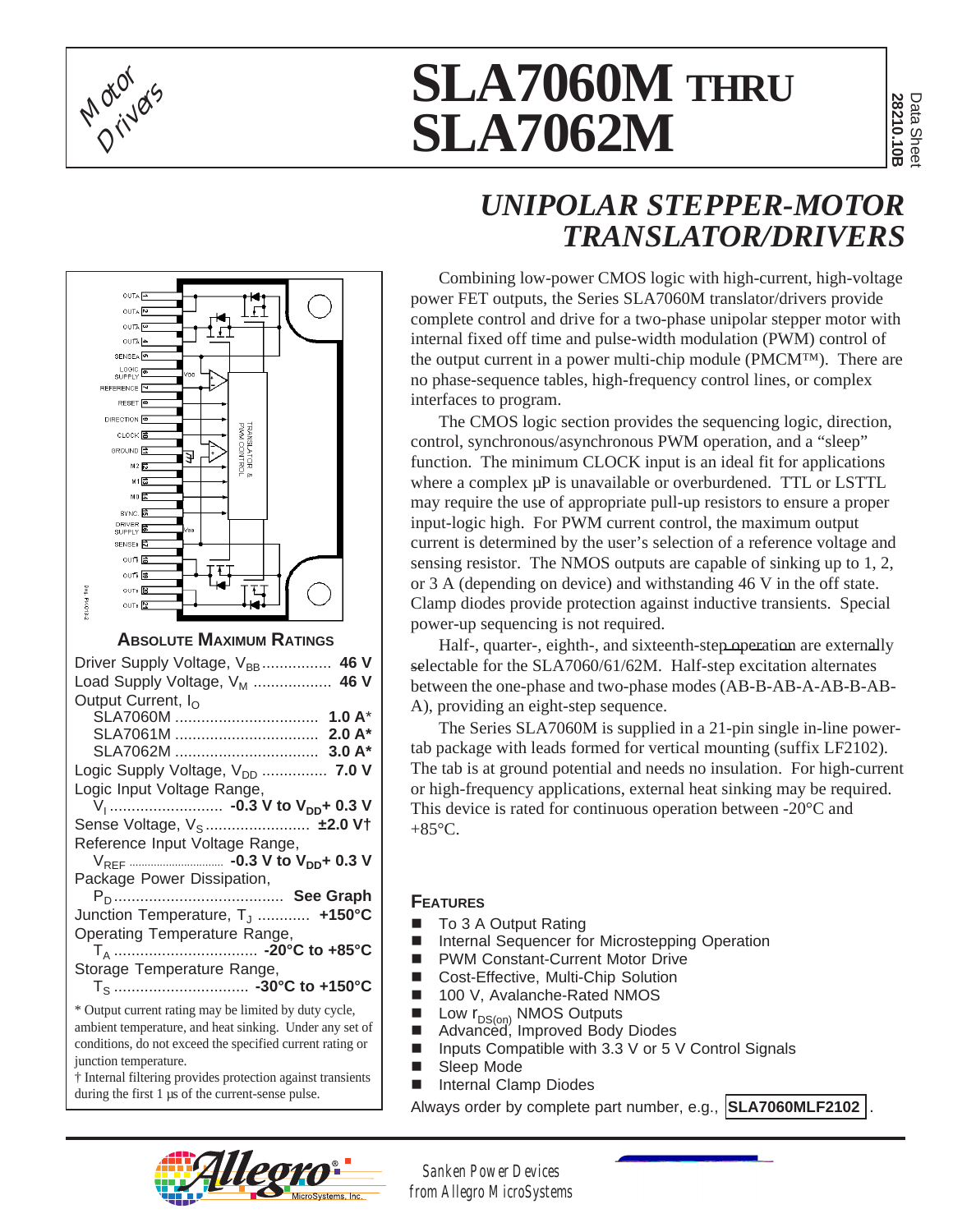# SLA7060M THRU SLA7062M

Data Sheet 28210.10B

Motor Drivers

## *UNIPOLAR STEPPER-MOTOR TRANSLATOR/DRIVERS*

Combining low-power CMOS logic with high-current, high-voltage power FET outputs, the Series SLA7060M translator/drivers provide complete control and drive for a two-phase unipolar stepper motor with internal fixed off time and pulse-width modulation (PWM) control of the output current in a power multi-chip module (PMCM™). There are no phase-sequence tables, high-frequency control lines, or complex interfaces to program.

The CMOS logic section provides the sequencing logic, direction, control, synchronous/asynchronous PWM operation, and a "sleep" function. The minimum CLOCK input is an ideal fit for applications where a complex µP is unavailable or overburdened. TTL or LSTTL may require the use of appropriate pull-up resistors to ensure a proper input-logic high. For PWM current control, the maximum output current is determined by the user's selection of a reference voltage and sensing resistor. The NMOS outputs are capable of sinking up to 1, 2, or 3 A (depending on device) and withstanding 46 V in the off state. Clamp diodes provide protection against inductive transients. Special power-up sequencing is not required.

Half-, quarter-, eighth-, and sixteenth-step operation are externally selectable for the SLA7060/61/62M. Half-step excitation alternates between the one-phase and two-phase modes (AB-B-AB-A-AB-B-AB-A), providing an eight-step sequence.

The Series SLA7060M is supplied in a 21-pin single in-line power-tab package with leads formed for vertical mounting (suffix LF2102). The tab is at ground potential and needs no insulation. For high-current or high-frequency applications, external heat sinking may be required. This device is rated for continuous operation between -20°C and +85°C.

### ABSOLUTE MAXIMUM RATINGS

Driver Supply Voltage, $V_{BB}$ ................ **46 V**
Load Supply Voltage, $V_M$ .................. **46 V**
Output Current, $I_O$
  SLA7060M ................................ **1.0 A***
  SLA7061M ................................ **2.0 A***
  SLA7062M ................................ **3.0 A***
Logic Supply Voltage, $V_{DD}$ ............... **7.0 V**
Logic Input Voltage Range,
  $V_I$ .......................... **-0.3 V to $V_{DD}$+ 0.3 V**
Sense Voltage, $V_S$ ....................... **±2.0 V†**
Reference Input Voltage Range,
  $V_{REF}$ .............................. **-0.3 V to $V_{DD}$+ 0.3 V**
Package Power Dissipation,
  $P_D$ ...................................... **See Graph**
Junction Temperature, $T_J$ ........... **+150°C**
Operating Temperature Range,
  $T_A$ ................................ **-20°C to +85°C**
Storage Temperature Range,
  $T_S$ .............................. **-30°C to +150°C**

* Output current rating may be limited by duty cycle, ambient temperature, and heat sinking. Under any set of conditions, do not exceed the specified current rating or junction temperature.

† Internal filtering provides protection against transients during the first 1 µs of the current-sense pulse.

### FEATURES

- To 3 A Output Rating
- Internal Sequencer for Microstepping Operation
- PWM Constant-Current Motor Drive
- Cost-Effective, Multi-Chip Solution
- 100 V, Avalanche-Rated NMOS
- Low $r_{DS(on)}$ NMOS Outputs
- Advanced, Improved Body Diodes
- Inputs Compatible with 3.3 V or 5 V Control Signals
- Sleep Mode
- Internal Clamp Diodes

Always order by complete part number, e.g., **SLA7060MLF2102** .

Sanken Power Devices from Allegro MicroSystems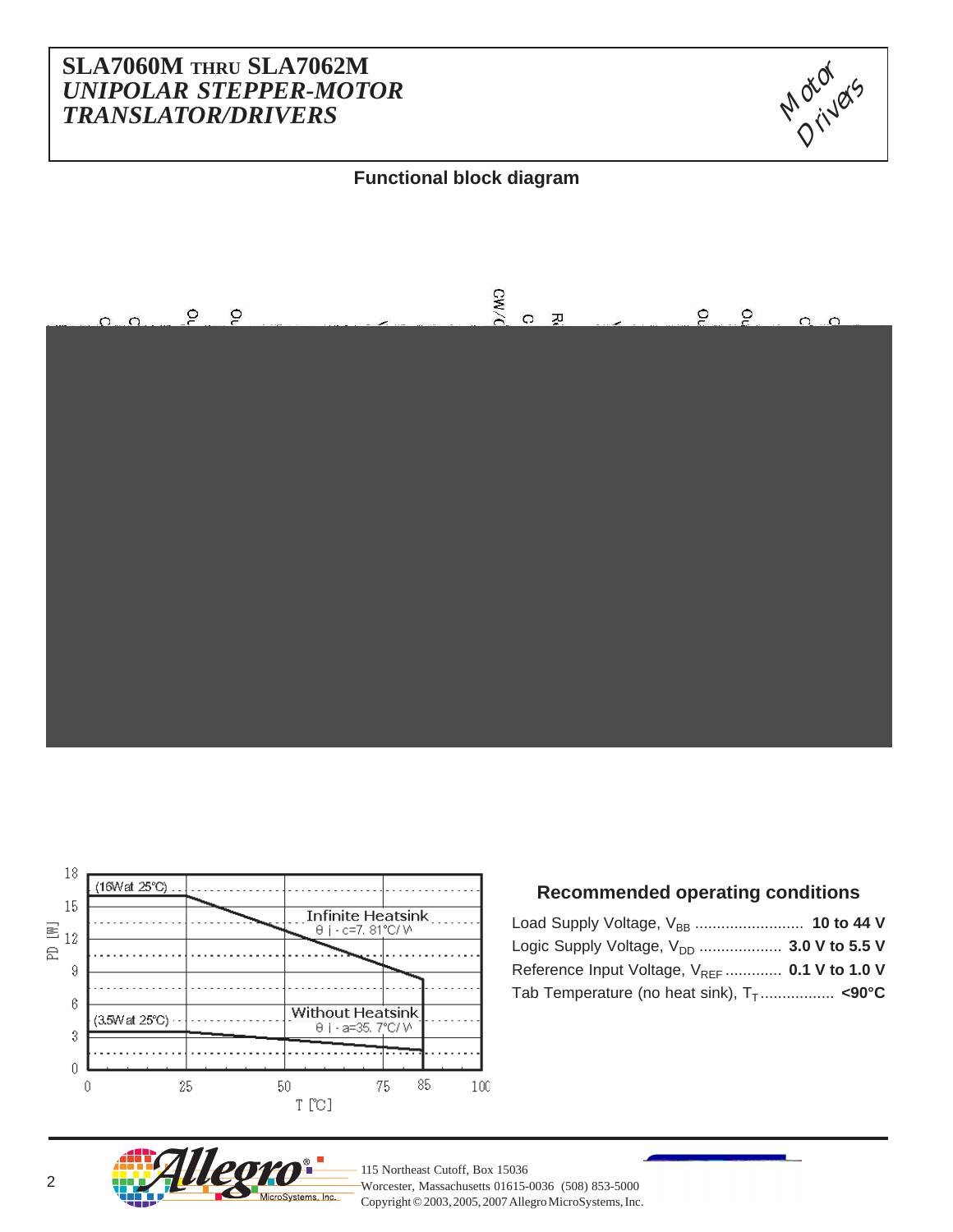# SLA7060M THRU SLA7062M
## *UNIPOLAR STEPPER-MOTOR TRANSLATOR/DRIVERS*

### Functional block diagram

### Recommended operating conditions

Load Supply Voltage, $V_{BB}$ .......................... **10 to 44 V**

Logic Supply Voltage, $V_{DD}$ ..................... **3.0 V to 5.5 V**

Reference Input Voltage, $V_{REF}$ ............. **0.1 V to 1.0 V**

Tab Temperature (no heat sink), $T_T$ ................. **<90°C**

115 Northeast Cutoff, Box 15036
Worcester, Massachusetts 01615-0036 (508) 853-5000
Copyright © 2003, 2005, 2007 Allegro MicroSystems, Inc.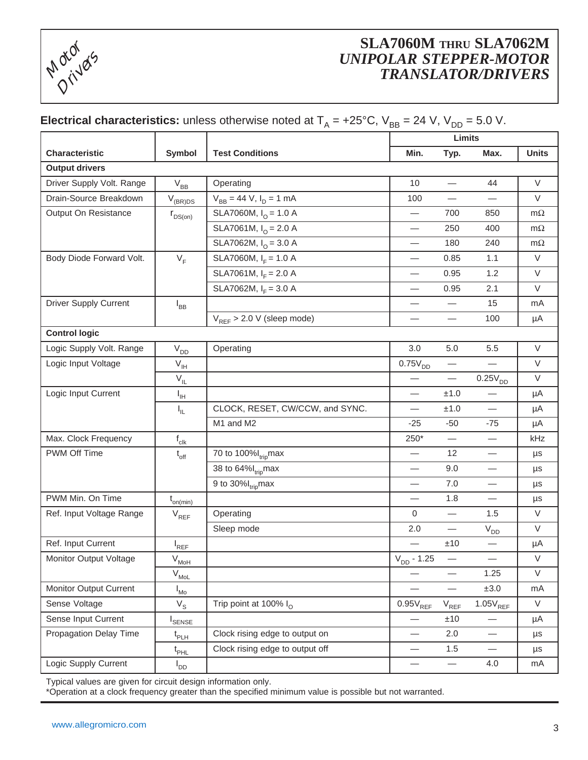# SLA7060M THRU SLA7062M
## UNIPOLAR STEPPER-MOTOR TRANSLATOR/DRIVERS

**Electrical characteristics:** unless otherwise noted at $T_A$ = +25°C, $V_{BB}$ = 24 V, $V_{DD}$ = 5.0 V.

| Characteristic | Symbol | Test Conditions | Limits | | | Units |
|---|---|---|---|---|---|---|
| | | | Min. | Typ. | Max. | |
| **Output drivers** | | | | | | |
| Driver Supply Volt. Range | $V_{BB}$ | Operating | 10 | — | 44 | V |
| Drain-Source Breakdown | $V_{(BR)DS}$ | $V_{BB}$ = 44 V, $I_D$ = 1 mA | 100 | — | — | V |
| Output On Resistance | $r_{DS(on)}$ | SLA7060M, $I_O$ = 1.0 A | — | 700 | 850 | mΩ |
| | | SLA7061M, $I_O$ = 2.0 A | — | 250 | 400 | mΩ |
| | | SLA7062M, $I_O$ = 3.0 A | — | 180 | 240 | mΩ |
| Body Diode Forward Volt. | $V_F$ | SLA7060M, $I_F$ = 1.0 A | — | 0.85 | 1.1 | V |
| | | SLA7061M, $I_F$ = 2.0 A | — | 0.95 | 1.2 | V |
| | | SLA7062M, $I_F$ = 3.0 A | — | 0.95 | 2.1 | V |
| Driver Supply Current | $I_{BB}$ | | — | — | 15 | mA |
| | | $V_{REF}$ > 2.0 V (sleep mode) | — | — | 100 | µA |
| **Control logic** | | | | | | |
| Logic Supply Volt. Range | $V_{DD}$ | Operating | 3.0 | 5.0 | 5.5 | V |
| Logic Input Voltage | $V_{IH}$ | | $0.75V_{DD}$ | — | — | V |
| | $V_{IL}$ | | — | — | $0.25V_{DD}$ | V |
| Logic Input Current | $I_{IH}$ | | — | ±1.0 | — | µA |
| | $I_{IL}$ | CLOCK, RESET, CW/CCW, and SYNC. | — | ±1.0 | — | µA |
| | | M1 and M2 | -25 | -50 | -75 | µA |
| Max. Clock Frequency | $f_{clk}$ | | 250* | — | — | kHz |
| PWM Off Time | $t_{off}$ | 70 to 100%$I_{trip}$max | — | 12 | — | µs |
| | | 38 to 64%$I_{trip}$max | — | 9.0 | — | µs |
| | | 9 to 30%$I_{trip}$max | — | 7.0 | — | µs |
| PWM Min. On Time | $t_{on(min)}$ | | — | 1.8 | — | µs |
| Ref. Input Voltage Range | $V_{REF}$ | Operating | 0 | — | 1.5 | V |
| | | Sleep mode | 2.0 | — | $V_{DD}$ | V |
| Ref. Input Current | $I_{REF}$ | | — | ±10 | — | µA |
| Monitor Output Voltage | $V_{MoH}$ | | $V_{DD}$ - 1.25 | — | — | V |
| | $V_{MoL}$ | | — | — | 1.25 | V |
| Monitor Output Current | $I_{Mo}$ | | — | — | ±3.0 | mA |
| Sense Voltage | $V_S$ | Trip point at 100% $I_O$ | $0.95V_{REF}$ | $V_{REF}$ | $1.05V_{REF}$ | V |
| Sense Input Current | $I_{SENSE}$ | | — | ±10 | — | µA |
| Propagation Delay Time | $t_{PLH}$ | Clock rising edge to output on | — | 2.0 | — | µs |
| | $t_{PHL}$ | Clock rising edge to output off | — | 1.5 | — | µs |
| Logic Supply Current | $I_{DD}$ | | — | — | 4.0 | mA |

Typical values are given for circuit design information only.
*Operation at a clock frequency greater than the specified minimum value is possible but not warranted.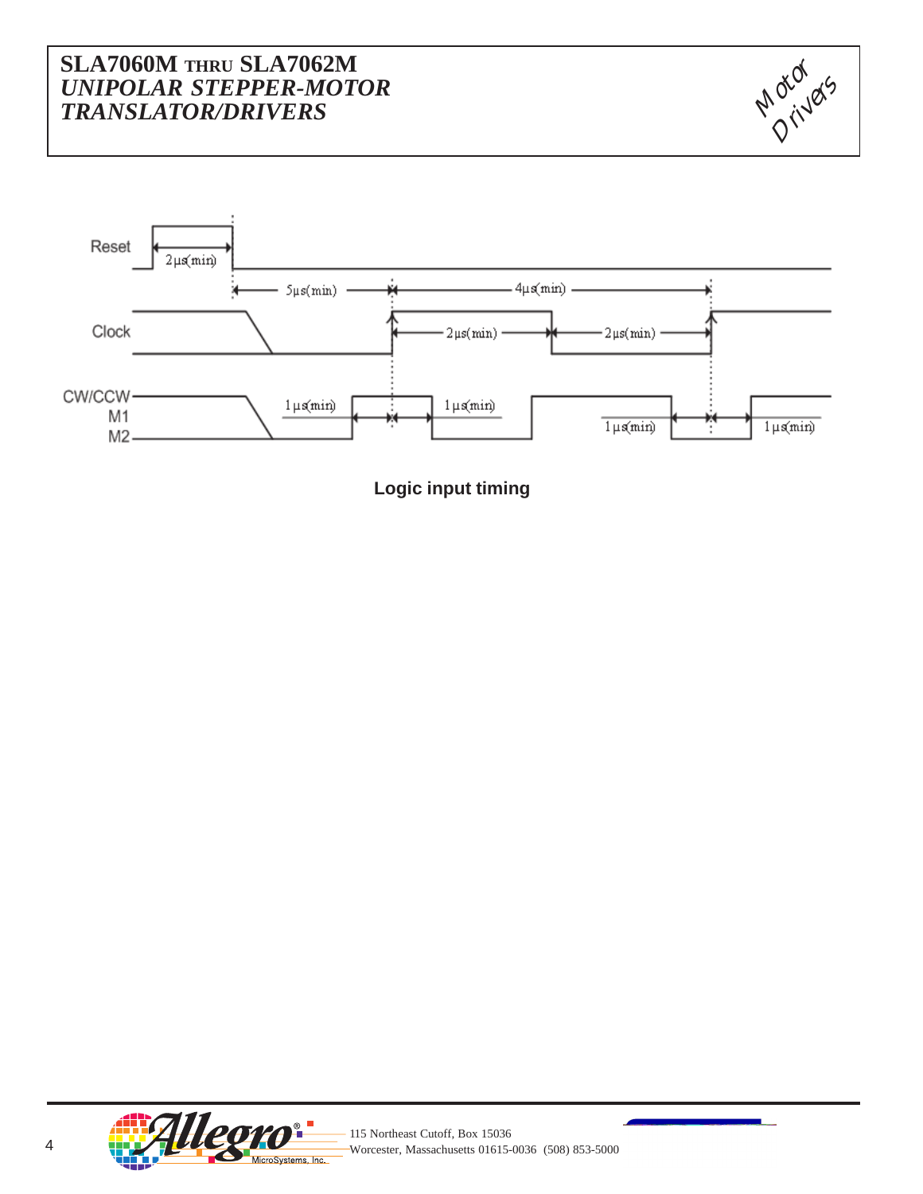**Logic input timing**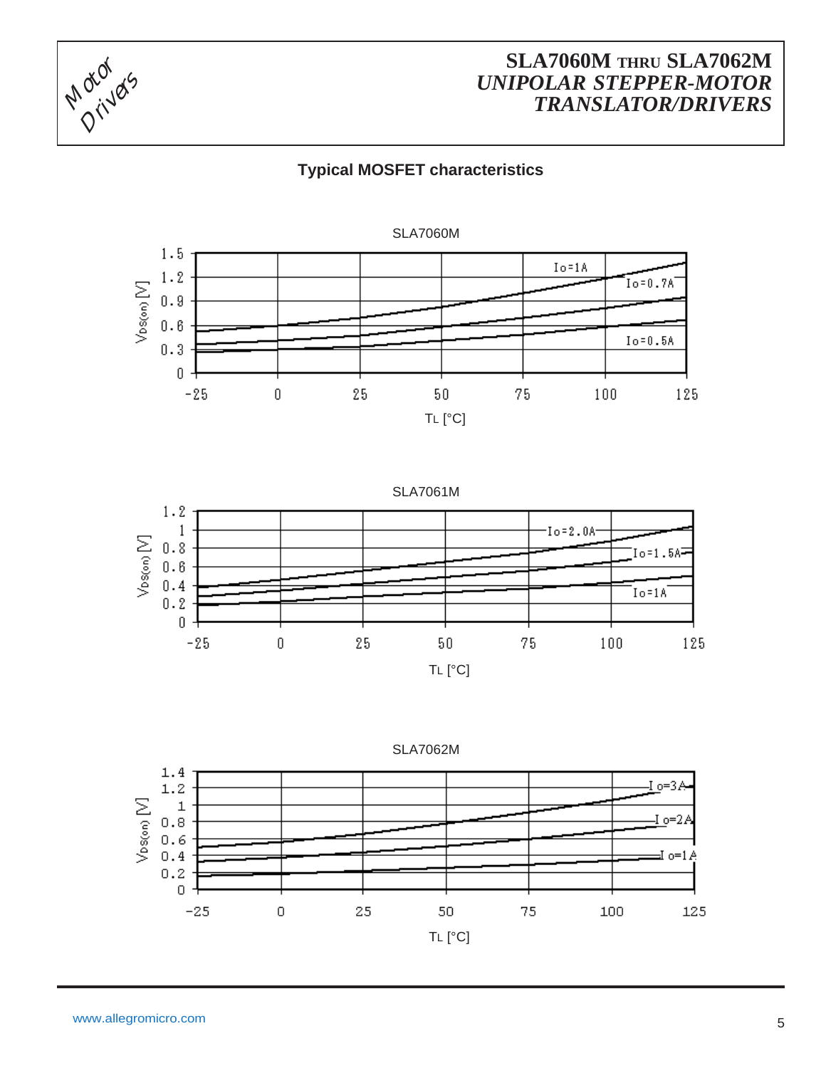## Typical MOSFET characteristics

SLA7060M

$V_{DS(on)}$ [V] vs. $T_L$ [°C] — curves for Io=1A, Io=0.7A, Io=0.5A

SLA7061M

$V_{DS(on)}$ [V] vs. $T_L$ [°C] — curves for Io=2.0A, Io=1.5A, Io=1A

SLA7062M

$V_{DS(on)}$ [V] vs. $T_L$ [°C] — curves for I o=3A, I o=2A, I o=1A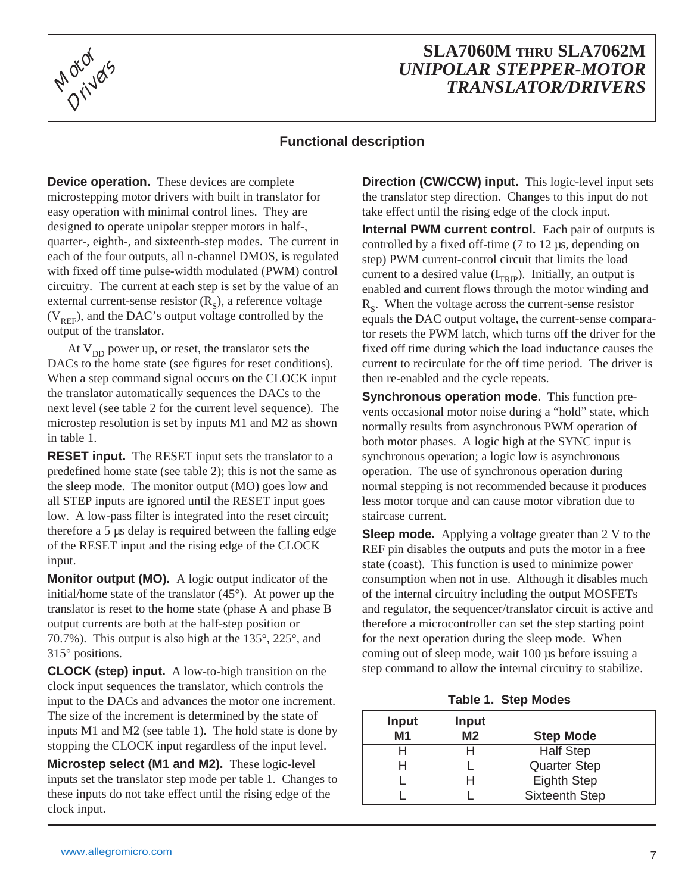## Functional description

**Device operation.** These devices are complete microstepping motor drivers with built in translator for easy operation with minimal control lines. They are designed to operate unipolar stepper motors in half-, quarter-, eighth-, and sixteenth-step modes. The current in each of the four outputs, all n-channel DMOS, is regulated with fixed off time pulse-width modulated (PWM) control circuitry. The current at each step is set by the value of an external current-sense resistor ($R_S$), a reference voltage ($V_{REF}$), and the DAC's output voltage controlled by the output of the translator.

At $V_{DD}$ power up, or reset, the translator sets the DACs to the home state (see figures for reset conditions). When a step command signal occurs on the CLOCK input the translator automatically sequences the DACs to the next level (see table 2 for the current level sequence). The microstep resolution is set by inputs M1 and M2 as shown in table 1.

**RESET input.** The RESET input sets the translator to a predefined home state (see table 2); this is not the same as the sleep mode. The monitor output (MO) goes low and all STEP inputs are ignored until the RESET input goes low. A low-pass filter is integrated into the reset circuit; therefore a 5 µs delay is required between the falling edge of the RESET input and the rising edge of the CLOCK input.

**Monitor output (MO).** A logic output indicator of the initial/home state of the translator (45°). At power up the translator is reset to the home state (phase A and phase B output currents are both at the half-step position or 70.7%). This output is also high at the 135°, 225°, and 315° positions.

**CLOCK (step) input.** A low-to-high transition on the clock input sequences the translator, which controls the input to the DACs and advances the motor one increment. The size of the increment is determined by the state of inputs M1 and M2 (see table 1). The hold state is done by stopping the CLOCK input regardless of the input level.

**Microstep select (M1 and M2).** These logic-level inputs set the translator step mode per table 1. Changes to these inputs do not take effect until the rising edge of the clock input.

**Direction (CW/CCW) input.** This logic-level input sets the translator step direction. Changes to this input do not take effect until the rising edge of the clock input.

**Internal PWM current control.** Each pair of outputs is controlled by a fixed off-time (7 to 12 µs, depending on step) PWM current-control circuit that limits the load current to a desired value ($I_{TRIP}$). Initially, an output is enabled and current flows through the motor winding and $R_S$. When the voltage across the current-sense resistor equals the DAC output voltage, the current-sense comparator resets the PWM latch, which turns off the driver for the fixed off time during which the load inductance causes the current to recirculate for the off time period. The driver is then re-enabled and the cycle repeats.

**Synchronous operation mode.** This function prevents occasional motor noise during a "hold" state, which normally results from asynchronous PWM operation of both motor phases. A logic high at the SYNC input is synchronous operation; a logic low is asynchronous operation. The use of synchronous operation during normal stepping is not recommended because it produces less motor torque and can cause motor vibration due to staircase current.

**Sleep mode.** Applying a voltage greater than 2 V to the REF pin disables the outputs and puts the motor in a free state (coast). This function is used to minimize power consumption when not in use. Although it disables much of the internal circuitry including the output MOSFETs and regulator, the sequencer/translator circuit is active and therefore a microcontroller can set the step starting point for the next operation during the sleep mode. When coming out of sleep mode, wait 100 µs before issuing a step command to allow the internal circuitry to stabilize.

**Table 1. Step Modes**

| Input M1 | Input M2 | Step Mode |
|---|---|---|
| H | H | Half Step |
| H | L | Quarter Step |
| L | H | Eighth Step |
| L | L | Sixteenth Step |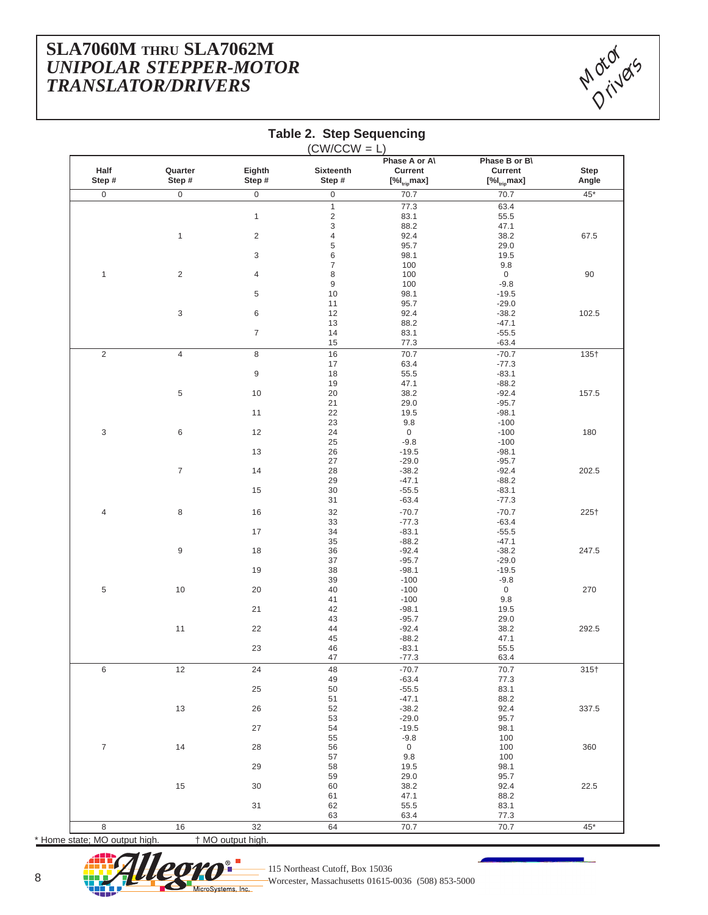# SLA7060M THRU SLA7062M
## *UNIPOLAR STEPPER-MOTOR TRANSLATOR/DRIVERS*

### Table 2. Step Sequencing

(CW/CCW = L)

| Half Step # | Quarter Step # | Eighth Step # | Sixteenth Step # | Phase A or A\ Current [% $I_{trip}$ max] | Phase B or B\ Current [% $I_{trip}$ max] | Step Angle |
|---|---|---|---|---|---|---|
| 0 | 0 | 0 | 0 | 70.7 | 70.7 | 45* |
| | | | 1 | 77.3 | 63.4 | |
| | | 1 | 2 | 83.1 | 55.5 | |
| | | | 3 | 88.2 | 47.1 | |
| | 1 | 2 | 4 | 92.4 | 38.2 | 67.5 |
| | | | 5 | 95.7 | 29.0 | |
| | | 3 | 6 | 98.1 | 19.5 | |
| | | | 7 | 100 | 9.8 | |
| 1 | 2 | 4 | 8 | 100 | 0 | 90 |
| | | | 9 | 100 | -9.8 | |
| | | 5 | 10 | 98.1 | -19.5 | |
| | | | 11 | 95.7 | -29.0 | |
| | 3 | 6 | 12 | 92.4 | -38.2 | 102.5 |
| | | | 13 | 88.2 | -47.1 | |
| | | 7 | 14 | 83.1 | -55.5 | |
| | | | 15 | 77.3 | -63.4 | |
| 2 | 4 | 8 | 16 | 70.7 | -70.7 | 135† |
| | | | 17 | 63.4 | -77.3 | |
| | | 9 | 18 | 55.5 | -83.1 | |
| | | | 19 | 47.1 | -88.2 | |
| | 5 | 10 | 20 | 38.2 | -92.4 | 157.5 |
| | | | 21 | 29.0 | -95.7 | |
| | | 11 | 22 | 19.5 | -98.1 | |
| | | | 23 | 9.8 | -100 | |
| 3 | 6 | 12 | 24 | 0 | -100 | 180 |
| | | | 25 | -9.8 | -100 | |
| | | 13 | 26 | -19.5 | -98.1 | |
| | | | 27 | -29.0 | -95.7 | |
| | 7 | 14 | 28 | -38.2 | -92.4 | 202.5 |
| | | | 29 | -47.1 | -88.2 | |
| | | 15 | 30 | -55.5 | -83.1 | |
| | | | 31 | -63.4 | -77.3 | |
| 4 | 8 | 16 | 32 | -70.7 | -70.7 | 225† |
| | | | 33 | -77.3 | -63.4 | |
| | | 17 | 34 | -83.1 | -55.5 | |
| | | | 35 | -88.2 | -47.1 | |
| | 9 | 18 | 36 | -92.4 | -38.2 | 247.5 |
| | | | 37 | -95.7 | -29.0 | |
| | | 19 | 38 | -98.1 | -19.5 | |
| | | | 39 | -100 | -9.8 | |
| 5 | 10 | 20 | 40 | -100 | 0 | 270 |
| | | | 41 | -100 | 9.8 | |
| | | 21 | 42 | -98.1 | 19.5 | |
| | | | 43 | -95.7 | 29.0 | |
| | 11 | 22 | 44 | -92.4 | 38.2 | 292.5 |
| | | | 45 | -88.2 | 47.1 | |
| | | 23 | 46 | -83.1 | 55.5 | |
| | | | 47 | -77.3 | 63.4 | |
| 6 | 12 | 24 | 48 | -70.7 | 70.7 | 315† |
| | | | 49 | -63.4 | 77.3 | |
| | | 25 | 50 | -55.5 | 83.1 | |
| | | | 51 | -47.1 | 88.2 | |
| | 13 | 26 | 52 | -38.2 | 92.4 | 337.5 |
| | | | 53 | -29.0 | 95.7 | |
| | | 27 | 54 | -19.5 | 98.1 | |
| | | | 55 | -9.8 | 100 | |
| 7 | 14 | 28 | 56 | 0 | 100 | 360 |
| | | | 57 | 9.8 | 100 | |
| | | 29 | 58 | 19.5 | 98.1 | |
| | | | 59 | 29.0 | 95.7 | |
| | 15 | 30 | 60 | 38.2 | 92.4 | 22.5 |
| | | | 61 | 47.1 | 88.2 | |
| | | 31 | 62 | 55.5 | 83.1 | |
| | | | 63 | 63.4 | 77.3 | |
| 8 | 16 | 32 | 64 | 70.7 | 70.7 | 45* |

\* Home state; MO output high.   † MO output high.

115 Northeast Cutoff, Box 15036
Worcester, Massachusetts 01615-0036 (508) 853-5000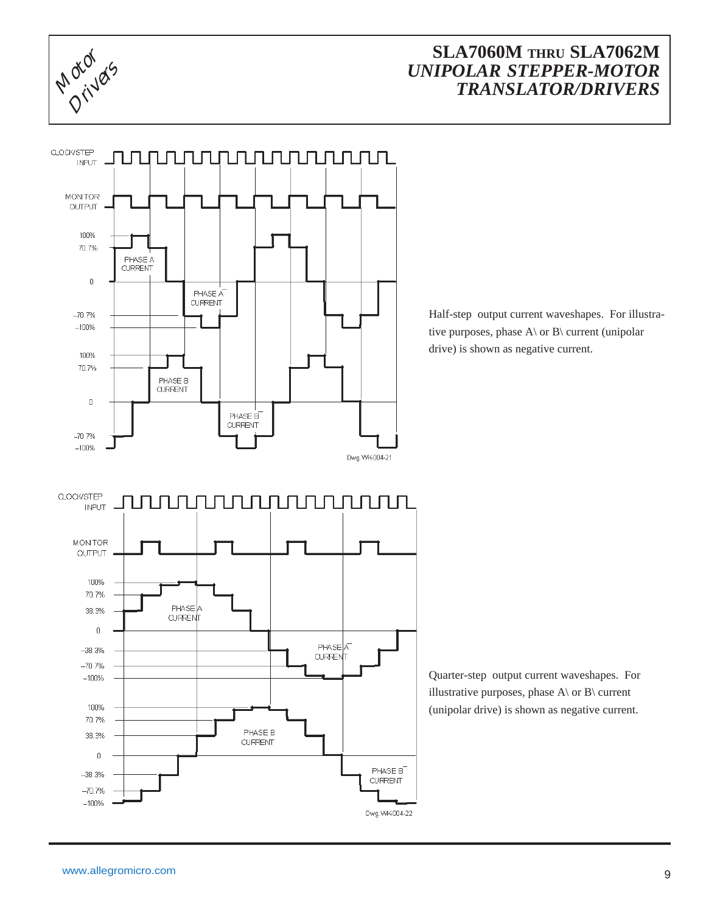Half-step output current waveshapes. For illustrative purposes, phase A\ or B\ current (unipolar drive) is shown as negative current.

Dwg. WK-004-21

Quarter-step output current waveshapes. For illustrative purposes, phase A\ or B\ current (unipolar drive) is shown as negative current.

Dwg. WK-004-22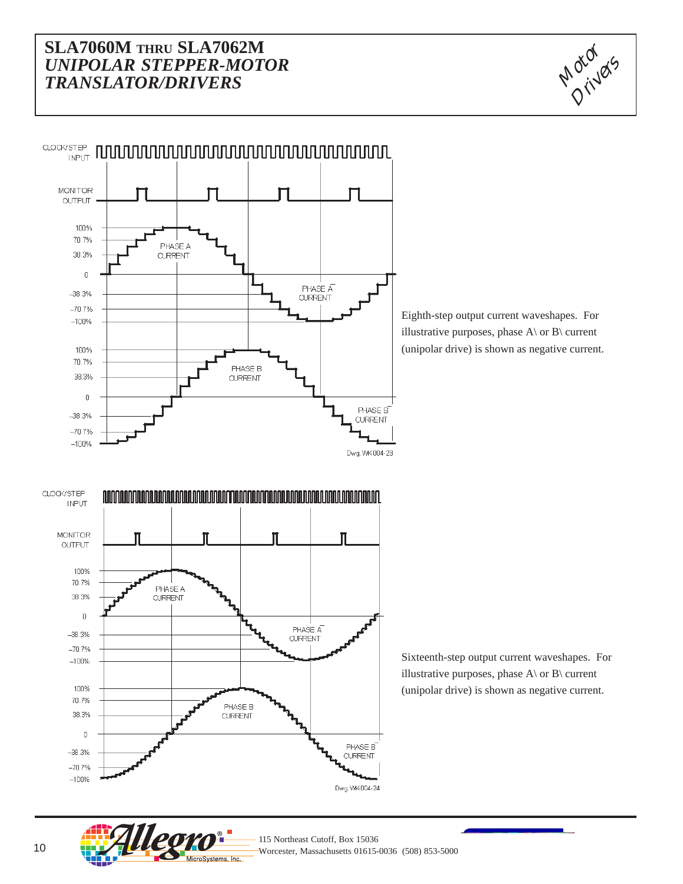Eighth-step output current waveshapes. For illustrative purposes, phase A\ or B\ current (unipolar drive) is shown as negative current.

Sixteenth-step output current waveshapes. For illustrative purposes, phase A\ or B\ current (unipolar drive) is shown as negative current.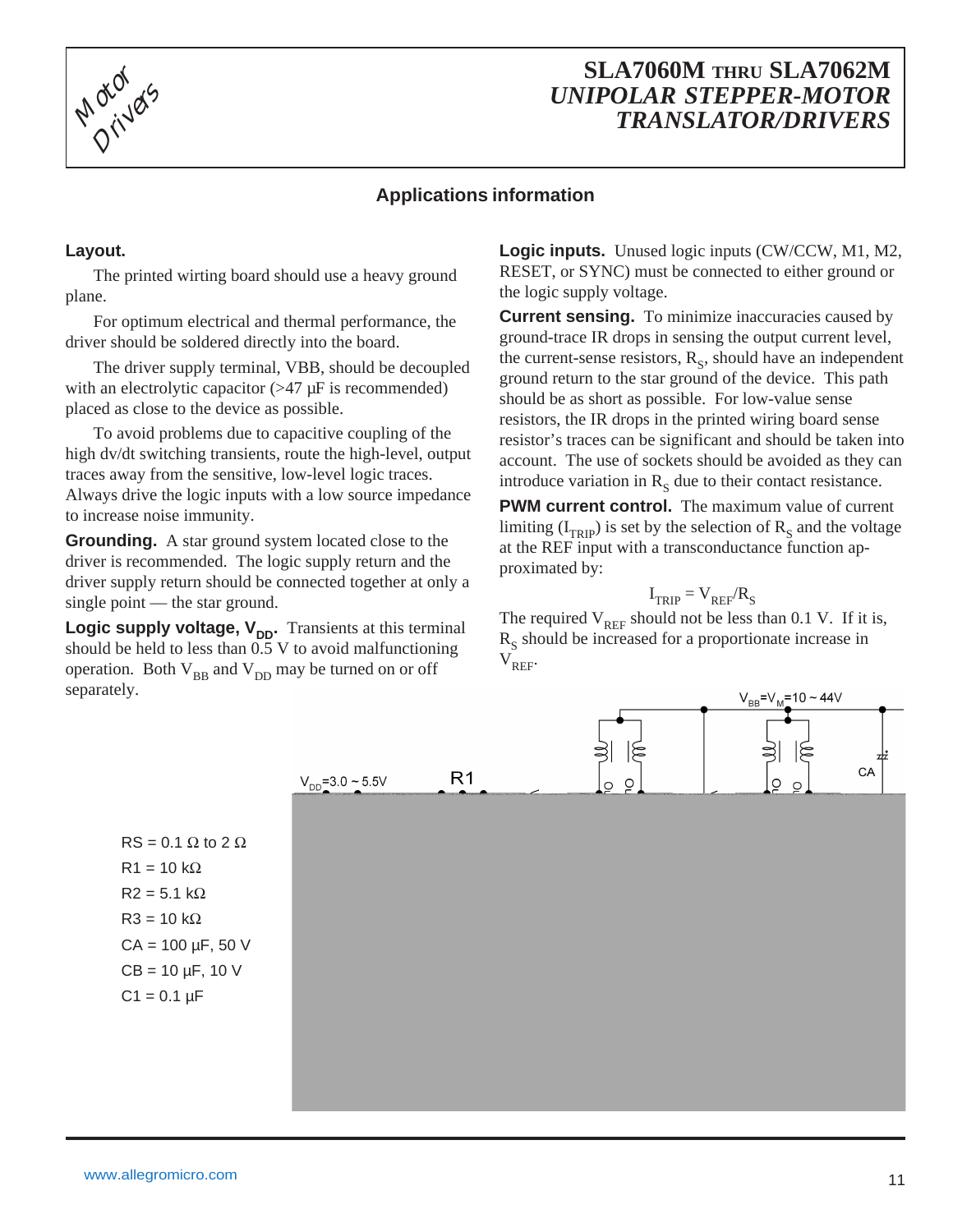## Applications information

### Layout.

The printed wirting board should use a heavy ground plane.

For optimum electrical and thermal performance, the driver should be soldered directly into the board.

The driver supply terminal, VBB, should be decoupled with an electrolytic capacitor (>47 µF is recommended) placed as close to the device as possible.

To avoid problems due to capacitive coupling of the high dv/dt switching transients, route the high-level, output traces away from the sensitive, low-level logic traces. Always drive the logic inputs with a low source impedance to increase noise immunity.

**Grounding.** A star ground system located close to the driver is recommended. The logic supply return and the driver supply return should be connected together at only a single point — the star ground.

**Logic supply voltage, $V_{DD}$.** Transients at this terminal should be held to less than 0.5 V to avoid malfunctioning operation. Both $V_{BB}$ and $V_{DD}$ may be turned on or off separately.

**Logic inputs.** Unused logic inputs (CW/CCW, M1, M2, RESET, or SYNC) must be connected to either ground or the logic supply voltage.

**Current sensing.** To minimize inaccuracies caused by ground-trace IR drops in sensing the output current level, the current-sense resistors, $R_S$, should have an independent ground return to the star ground of the device. This path should be as short as possible. For low-value sense resistors, the IR drops in the printed wiring board sense resistor's traces can be significant and should be taken into account. The use of sockets should be avoided as they can introduce variation in $R_S$ due to their contact resistance.

**PWM current control.** The maximum value of current limiting ($I_{TRIP}$) is set by the selection of $R_S$ and the voltage at the REF input with a transconductance function approximated by:

$$I_{TRIP} = V_{REF}/R_S$$

The required $V_{REF}$ should not be less than 0.1 V. If it is, $R_S$ should be increased for a proportionate increase in $V_{REF}$.

$V_{DD}$=3.0 ~ 5.5V

R1

$V_{BB}$=$V_M$=10 ~ 44V

CA

RS = 0.1 Ω to 2 Ω
R1 = 10 kΩ
R2 = 5.1 kΩ
R3 = 10 kΩ
CA = 100 µF, 50 V
CB = 10 µF, 10 V
C1 = 0.1 µF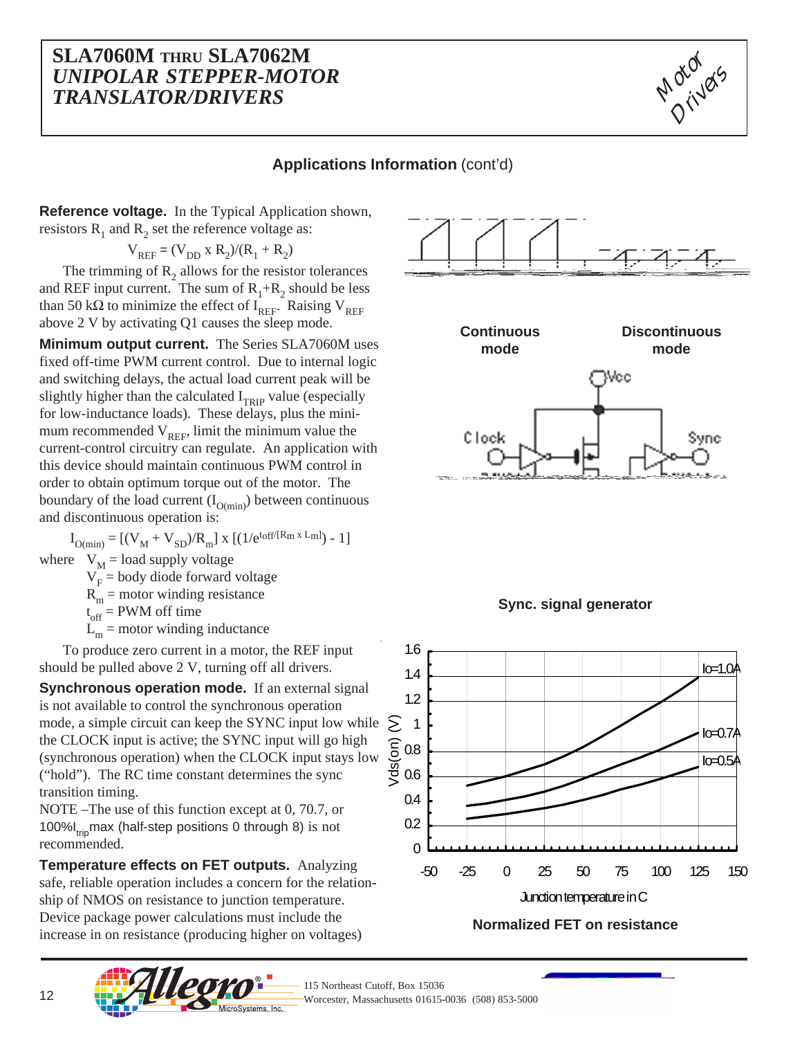# SLA7060M THRU SLA7062M
## *UNIPOLAR STEPPER-MOTOR TRANSLATOR/DRIVERS*

### Applications Information (cont'd)

**Reference voltage.** In the Typical Application shown, resistors $R_1$ and $R_2$ set the reference voltage as:

$$V_{REF} = (V_{DD} \times R_2)/(R_1 + R_2)$$

The trimming of $R_2$ allows for the resistor tolerances and REF input current. The sum of $R_1$+$R_2$ should be less than 50 kΩ to minimize the effect of $I_{REF}$. Raising $V_{REF}$ above 2 V by activating Q1 causes the sleep mode.

**Minimum output current.** The Series SLA7060M uses fixed off-time PWM current control. Due to internal logic and switching delays, the actual load current peak will be slightly higher than the calculated $I_{TRIP}$ value (especially for low-inductance loads). These delays, plus the minimum recommended $V_{REF}$, limit the minimum value the current-control circuitry can regulate. An application with this device should maintain continuous PWM control in order to obtain optimum torque out of the motor. The boundary of the load current ($I_{O(min)}$) between continuous and discontinuous operation is:

$$I_{O(min)} = [(V_M + V_{SD})/R_m] \times [(1/e^{toff/[R_m \times L_m]}) - 1]$$

where $V_M$ = load supply voltage
$V_F$ = body diode forward voltage
$R_m$ = motor winding resistance
$t_{off}$ = PWM off time
$L_m$ = motor winding inductance

To produce zero current in a motor, the REF input should be pulled above 2 V, turning off all drivers.

**Synchronous operation mode.** If an external signal is not available to control the synchronous operation mode, a simple circuit can keep the SYNC input low while the CLOCK input is active; the SYNC input will go high (synchronous operation) when the CLOCK input stays low ("hold"). The RC time constant determines the sync transition timing.

NOTE –The use of this function except at 0, 70.7, or 100%$I_{trip}$max (half-step positions 0 through 8) is not recommended.

**Temperature effects on FET outputs.** Analyzing safe, reliable operation includes a concern for the relationship of NMOS on resistance to junction temperature. Device package power calculations must include the increase in on resistance (producing higher on voltages)

Continuous mode

Discontinuous mode

Sync. signal generator

Normalized FET on resistance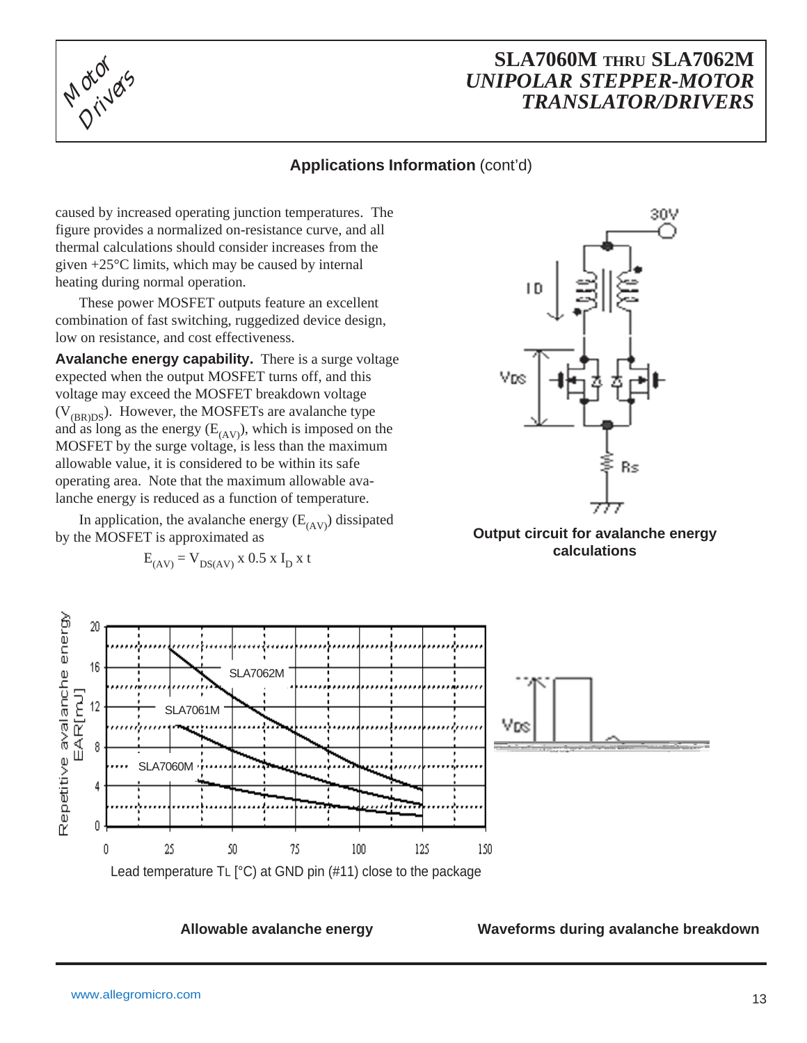## Applications Information (cont'd)

caused by increased operating junction temperatures. The figure provides a normalized on-resistance curve, and all thermal calculations should consider increases from the given +25°C limits, which may be caused by internal heating during normal operation.

These power MOSFET outputs feature an excellent combination of fast switching, ruggedized device design, low on resistance, and cost effectiveness.

**Avalanche energy capability.** There is a surge voltage expected when the output MOSFET turns off, and this voltage may exceed the MOSFET breakdown voltage ($V_{(BR)DS}$). However, the MOSFETs are avalanche type and as long as the energy ($E_{(AV)}$), which is imposed on the MOSFET by the surge voltage, is less than the maximum allowable value, it is considered to be within its safe operating area. Note that the maximum allowable avalanche energy is reduced as a function of temperature.

In application, the avalanche energy ($E_{(AV)}$) dissipated by the MOSFET is approximated as

$$E_{(AV)} = V_{DS(AV)} \times 0.5 \times I_D \times t$$

**Output circuit for avalanche energy calculations**

**Allowable avalanche energy**

**Waveforms during avalanche breakdown**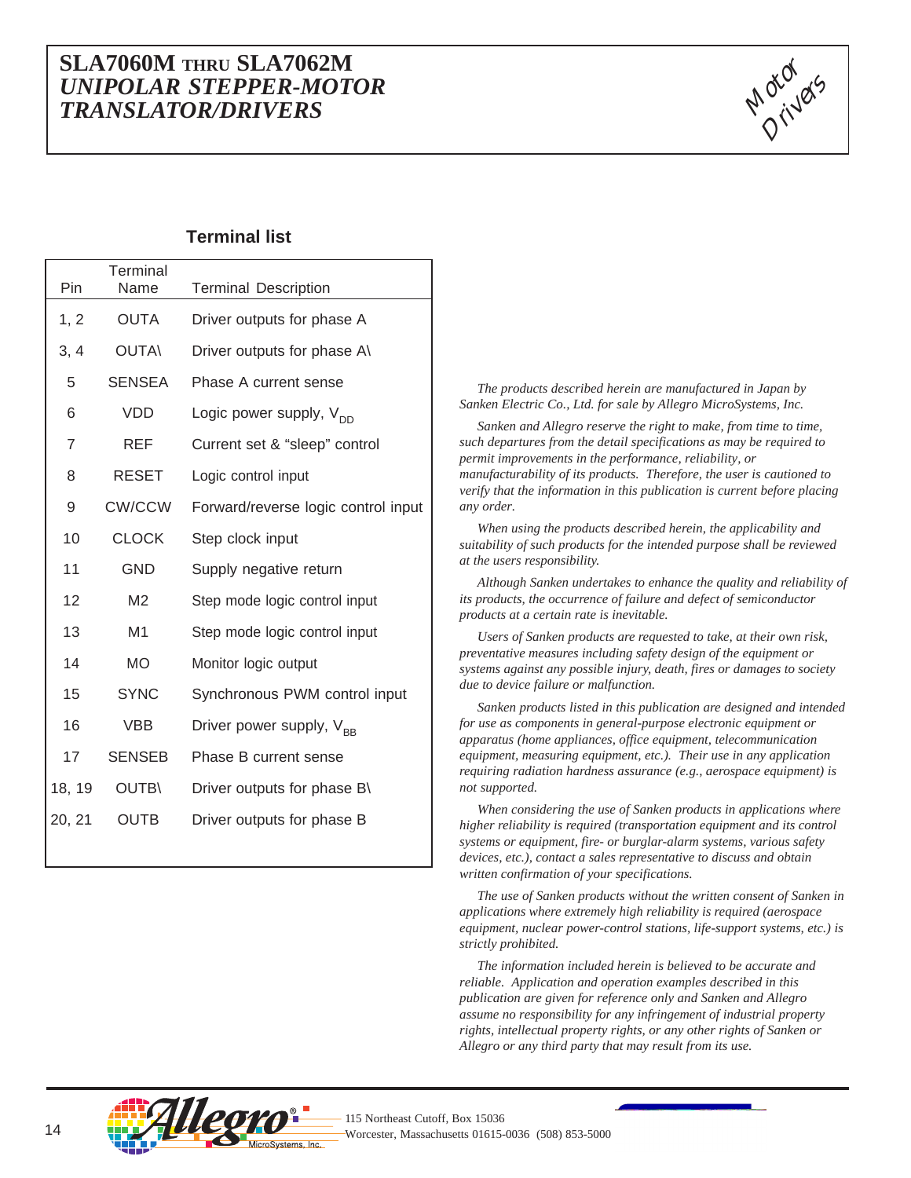# SLA7060M THRU SLA7062M
## *UNIPOLAR STEPPER-MOTOR TRANSLATOR/DRIVERS*

### Terminal list

| Pin | Terminal Name | Terminal Description |
|---|---|---|
| 1, 2 | OUTA | Driver outputs for phase A |
| 3, 4 | OUTA\ | Driver outputs for phase A\ |
| 5 | SENSEA | Phase A current sense |
| 6 | VDD | Logic power supply, $V_{DD}$ |
| 7 | REF | Current set & “sleep” control |
| 8 | RESET | Logic control input |
| 9 | CW/CCW | Forward/reverse logic control input |
| 10 | CLOCK | Step clock input |
| 11 | GND | Supply negative return |
| 12 | M2 | Step mode logic control input |
| 13 | M1 | Step mode logic control input |
| 14 | MO | Monitor logic output |
| 15 | SYNC | Synchronous PWM control input |
| 16 | VBB | Driver power supply, $V_{BB}$ |
| 17 | SENSEB | Phase B current sense |
| 18, 19 | OUTB\ | Driver outputs for phase B\ |
| 20, 21 | OUTB | Driver outputs for phase B |

*The products described herein are manufactured in Japan by Sanken Electric Co., Ltd. for sale by Allegro MicroSystems, Inc.*

*Sanken and Allegro reserve the right to make, from time to time, such departures from the detail specifications as may be required to permit improvements in the performance, reliability, or manufacturability of its products. Therefore, the user is cautioned to verify that the information in this publication is current before placing any order.*

*When using the products described herein, the applicability and suitability of such products for the intended purpose shall be reviewed at the users responsibility.*

*Although Sanken undertakes to enhance the quality and reliability of its products, the occurrence of failure and defect of semiconductor products at a certain rate is inevitable.*

*Users of Sanken products are requested to take, at their own risk, preventative measures including safety design of the equipment or systems against any possible injury, death, fires or damages to society due to device failure or malfunction.*

*Sanken products listed in this publication are designed and intended for use as components in general-purpose electronic equipment or apparatus (home appliances, office equipment, telecommunication equipment, measuring equipment, etc.). Their use in any application requiring radiation hardness assurance (e.g., aerospace equipment) is not supported.*

*When considering the use of Sanken products in applications where higher reliability is required (transportation equipment and its control systems or equipment, fire- or burglar-alarm systems, various safety devices, etc.), contact a sales representative to discuss and obtain written confirmation of your specifications.*

*The use of Sanken products without the written consent of Sanken in applications where extremely high reliability is required (aerospace equipment, nuclear power-control stations, life-support systems, etc.) is strictly prohibited.*

*The information included herein is believed to be accurate and reliable. Application and operation examples described in this publication are given for reference only and Sanken and Allegro assume no responsibility for any infringement of industrial property rights, intellectual property rights, or any other rights of Sanken or Allegro or any third party that may result from its use.*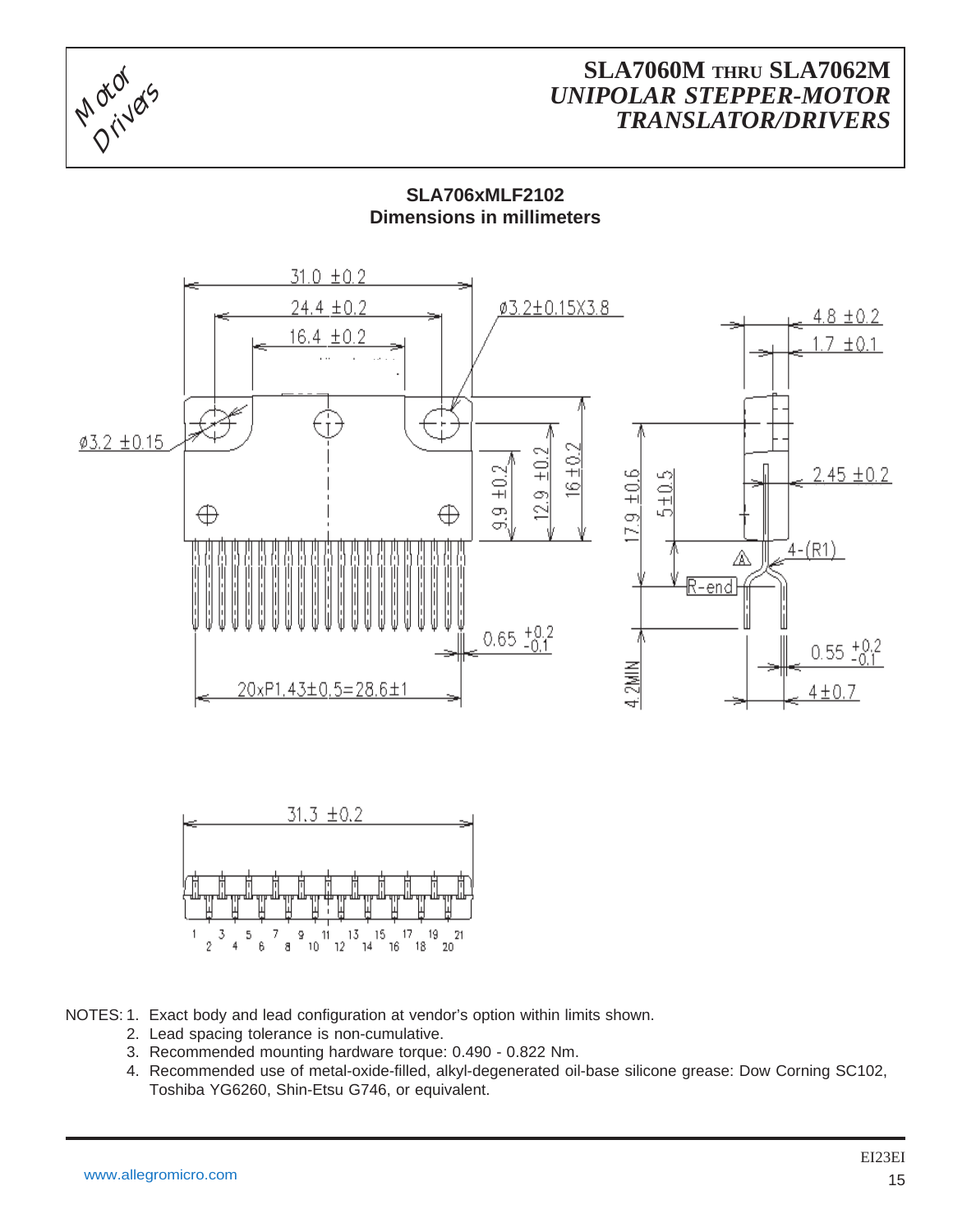## SLA706xMLF2102
## Dimensions in millimeters

31.0 ±0.2

24.4 ±0.2

16.4 ±0.2

ø3.2±0.15X3.8

4.8 ±0.2

1.7 ±0.1

ø3.2 ±0.15

9.9 ±0.2

12.9 ±0.2

16 ±0.2

17.9 ±0.6

5±0.5

2.45 ±0.2

4-(R1)

R-end

0.65 $^{+0.2}_{-0.1}$

0.55 $^{+0.2}_{-0.1}$

20xP1.43±0.5=28.6±1

4.2MIN

4±0.7

31.3 ±0.2

1 2 3 4 5 6 7 8 9 10 11 12 13 14 15 16 17 18 19 20 21

NOTES: 1. Exact body and lead configuration at vendor's option within limits shown.
2. Lead spacing tolerance is non-cumulative.
3. Recommended mounting hardware torque: 0.490 - 0.822 Nm.
4. Recommended use of metal-oxide-filled, alkyl-degenerated oil-base silicone grease: Dow Corning SC102, Toshiba YG6260, Shin-Etsu G746, or equivalent.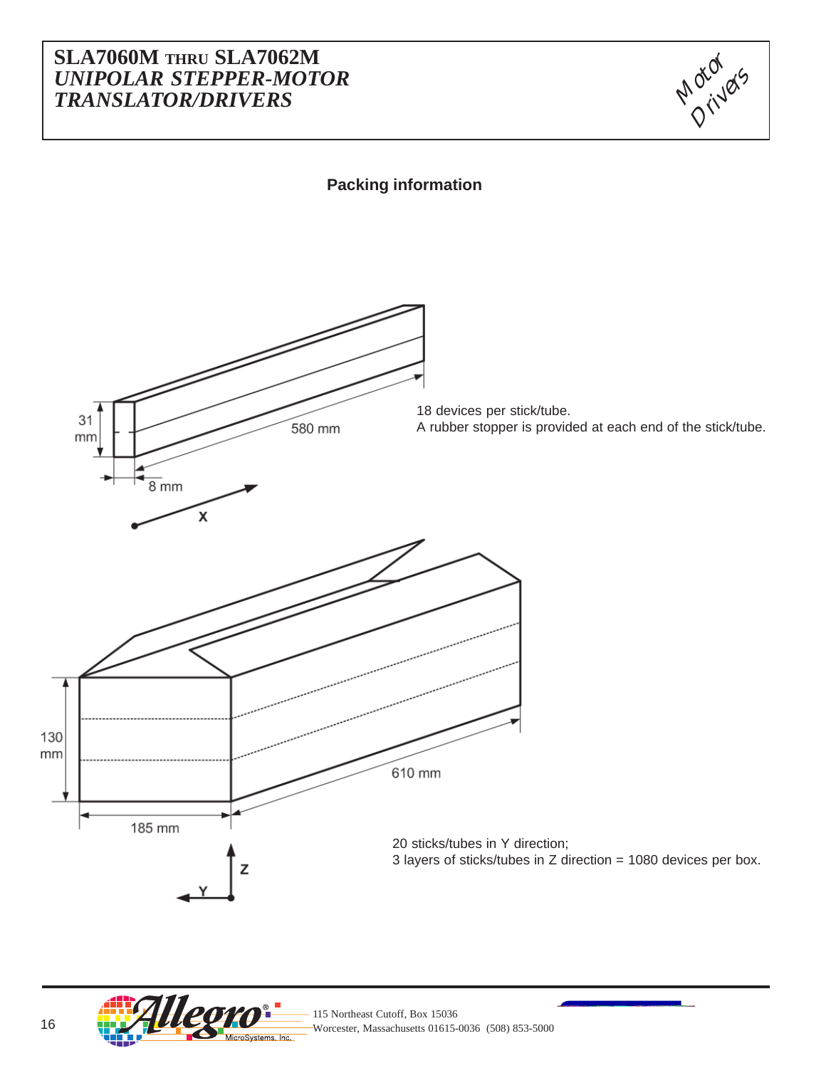## Packing information

31 mm

580 mm

8 mm

X

18 devices per stick/tube.
A rubber stopper is provided at each end of the stick/tube.

130 mm

610 mm

185 mm

Z

Y

20 sticks/tubes in Y direction;
3 layers of sticks/tubes in Z direction = 1080 devices per box.

115 Northeast Cutoff, Box 15036
Worcester, Massachusetts 01615-0036 (508) 853-5000